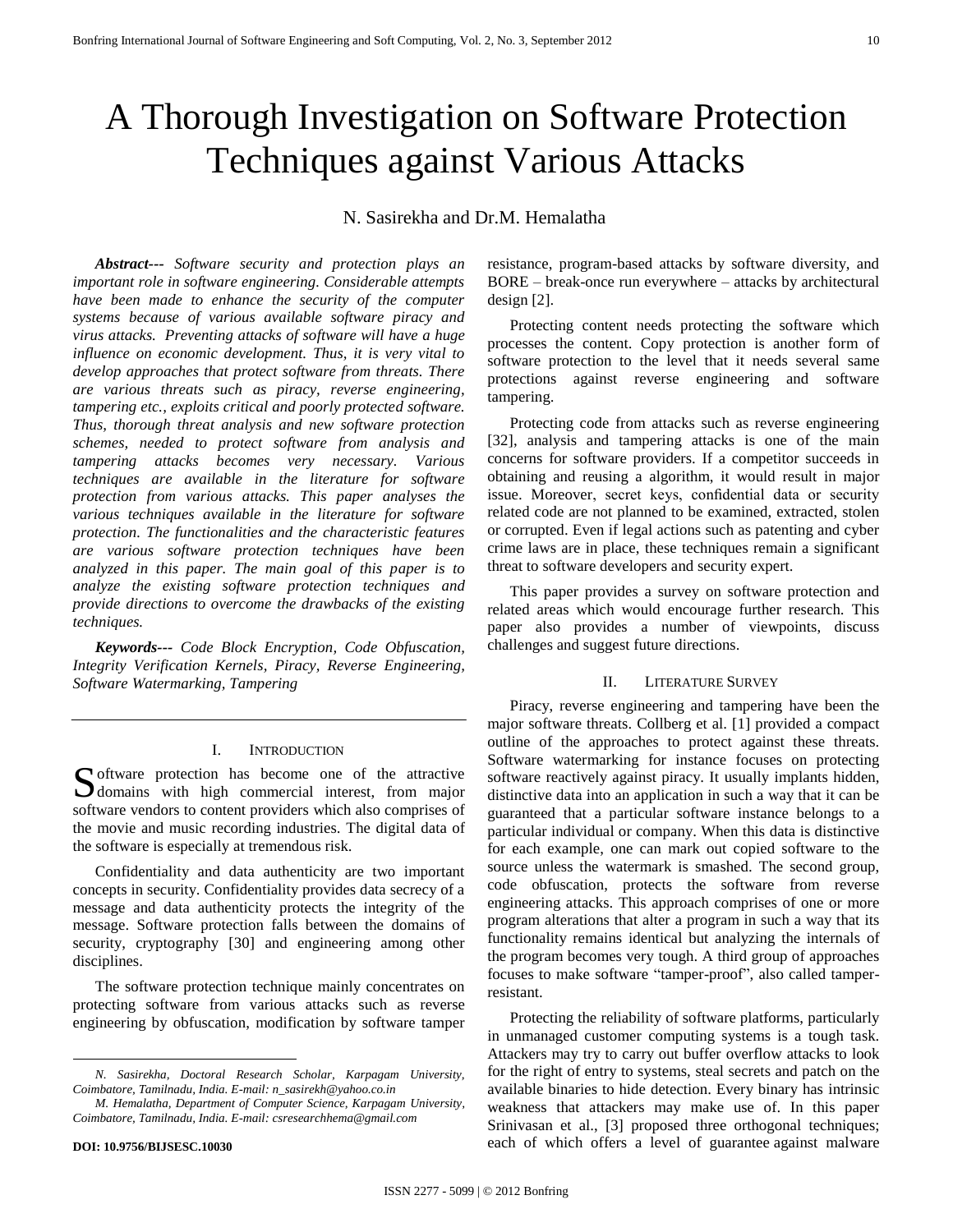# A Thorough Investigation on Software Protection Techniques against Various Attacks

N. Sasirekha and Dr.M. Hemalatha

***Abstract---*** *Software security and protection plays an important role in software engineering. Considerable attempts have been made to enhance the security of the computer systems because of various available software piracy and virus attacks. Preventing attacks of software will have a huge influence on economic development. Thus, it is very vital to develop approaches that protect software from threats. There are various threats such as piracy, reverse engineering, tampering etc., exploits critical and poorly protected software. Thus, thorough threat analysis and new software protection schemes, needed to protect software from analysis and tampering attacks becomes very necessary. Various techniques are available in the literature for software protection from various attacks. This paper analyses the various techniques available in the literature for software protection. The functionalities and the characteristic features are various software protection techniques have been analyzed in this paper. The main goal of this paper is to analyze the existing software protection techniques and provide directions to overcome the drawbacks of the existing techniques.*

***Keywords---*** *Code Block Encryption, Code Obfuscation, Integrity Verification Kernels, Piracy, Reverse Engineering, Software Watermarking, Tampering*

## I. Introduction

Software protection has become one of the attractive domains with high commercial interest, from major software vendors to content providers which also comprises of the movie and music recording industries. The digital data of the software is especially at tremendous risk.

Confidentiality and data authenticity are two important concepts in security. Confidentiality provides data secrecy of a message and data authenticity protects the integrity of the message. Software protection falls between the domains of security, cryptography [30] and engineering among other disciplines.

The software protection technique mainly concentrates on protecting software from various attacks such as reverse engineering by obfuscation, modification by software tamper resistance, program-based attacks by software diversity, and BORE – break-once run everywhere – attacks by architectural design [2].

Protecting content needs protecting the software which processes the content. Copy protection is another form of software protection to the level that it needs several same protections against reverse engineering and software tampering.

Protecting code from attacks such as reverse engineering [32], analysis and tampering attacks is one of the main concerns for software providers. If a competitor succeeds in obtaining and reusing a algorithm, it would result in major issue. Moreover, secret keys, confidential data or security related code are not planned to be examined, extracted, stolen or corrupted. Even if legal actions such as patenting and cyber crime laws are in place, these techniques remain a significant threat to software developers and security expert.

This paper provides a survey on software protection and related areas which would encourage further research. This paper also provides a number of viewpoints, discuss challenges and suggest future directions.

## II. Literature Survey

Piracy, reverse engineering and tampering have been the major software threats. Collberg et al. [1] provided a compact outline of the approaches to protect against these threats. Software watermarking for instance focuses on protecting software reactively against piracy. It usually implants hidden, distinctive data into an application in such a way that it can be guaranteed that a particular software instance belongs to a particular individual or company. When this data is distinctive for each example, one can mark out copied software to the source unless the watermark is smashed. The second group, code obfuscation, protects the software from reverse engineering attacks. This approach comprises of one or more program alterations that alter a program in such a way that its functionality remains identical but analyzing the internals of the program becomes very tough. A third group of approaches focuses to make software "tamper-proof", also called tamper-resistant.

Protecting the reliability of software platforms, particularly in unmanaged customer computing systems is a tough task. Attackers may try to carry out buffer overflow attacks to look for the right of entry to systems, steal secrets and patch on the available binaries to hide detection. Every binary has intrinsic weakness that attackers may make use of. In this paper Srinivasan et al., [3] proposed three orthogonal techniques; each of which offers a level of guarantee against malware

*N. Sasirekha, Doctoral Research Scholar, Karpagam University, Coimbatore, Tamilnadu, India. E-mail: n_sasirekh@yahoo.co.in*

*M. Hemalatha, Department of Computer Science, Karpagam University, Coimbatore, Tamilnadu, India. E-mail: csresearchhema@gmail.com*

**DOI: 10.9756/BIJSESC.10030**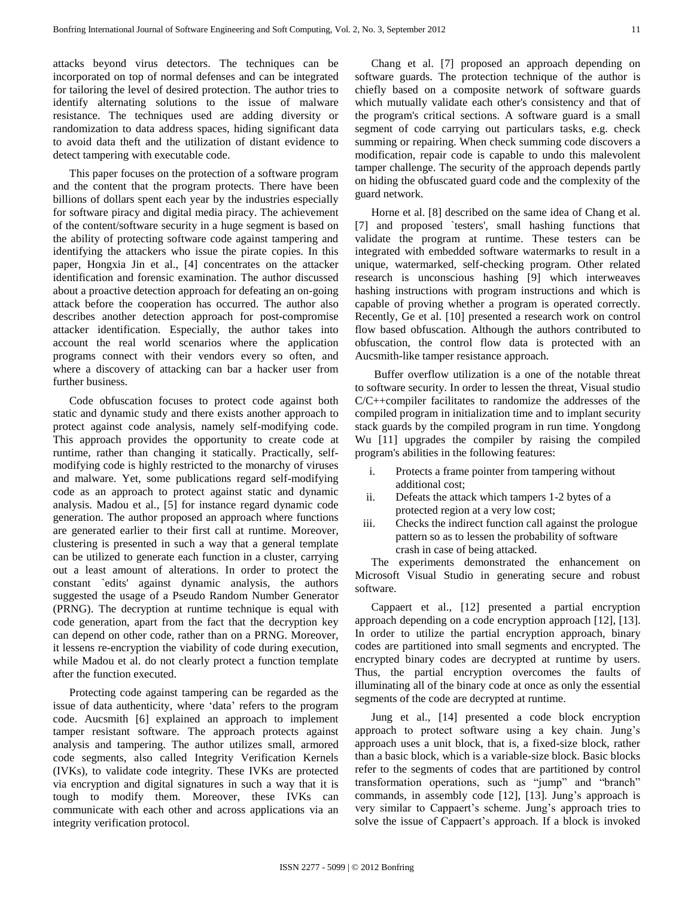attacks beyond virus detectors. The techniques can be incorporated on top of normal defenses and can be integrated for tailoring the level of desired protection. The author tries to identify alternating solutions to the issue of malware resistance. The techniques used are adding diversity or randomization to data address spaces, hiding significant data to avoid data theft and the utilization of distant evidence to detect tampering with executable code.

This paper focuses on the protection of a software program and the content that the program protects. There have been billions of dollars spent each year by the industries especially for software piracy and digital media piracy. The achievement of the content/software security in a huge segment is based on the ability of protecting software code against tampering and identifying the attackers who issue the pirate copies. In this paper, Hongxia Jin et al., [4] concentrates on the attacker identification and forensic examination. The author discussed about a proactive detection approach for defeating an on-going attack before the cooperation has occurred. The author also describes another detection approach for post-compromise attacker identification. Especially, the author takes into account the real world scenarios where the application programs connect with their vendors every so often, and where a discovery of attacking can bar a hacker user from further business.

Code obfuscation focuses to protect code against both static and dynamic study and there exists another approach to protect against code analysis, namely self-modifying code. This approach provides the opportunity to create code at runtime, rather than changing it statically. Practically, self-modifying code is highly restricted to the monarchy of viruses and malware. Yet, some publications regard self-modifying code as an approach to protect against static and dynamic analysis. Madou et al., [5] for instance regard dynamic code generation. The author proposed an approach where functions are generated earlier to their first call at runtime. Moreover, clustering is presented in such a way that a general template can be utilized to generate each function in a cluster, carrying out a least amount of alterations. In order to protect the constant `edits' against dynamic analysis, the authors suggested the usage of a Pseudo Random Number Generator (PRNG). The decryption at runtime technique is equal with code generation, apart from the fact that the decryption key can depend on other code, rather than on a PRNG. Moreover, it lessens re-encryption the viability of code during execution, while Madou et al. do not clearly protect a function template after the function executed.

Protecting code against tampering can be regarded as the issue of data authenticity, where 'data' refers to the program code. Aucsmith [6] explained an approach to implement tamper resistant software. The approach protects against analysis and tampering. The author utilizes small, armored code segments, also called Integrity Verification Kernels (IVKs), to validate code integrity. These IVKs are protected via encryption and digital signatures in such a way that it is tough to modify them. Moreover, these IVKs can communicate with each other and across applications via an integrity verification protocol.

Chang et al. [7] proposed an approach depending on software guards. The protection technique of the author is chiefly based on a composite network of software guards which mutually validate each other's consistency and that of the program's critical sections. A software guard is a small segment of code carrying out particulars tasks, e.g. check summing or repairing. When check summing code discovers a modification, repair code is capable to undo this malevolent tamper challenge. The security of the approach depends partly on hiding the obfuscated guard code and the complexity of the guard network.

Horne et al. [8] described on the same idea of Chang et al. [7] and proposed `testers', small hashing functions that validate the program at runtime. These testers can be integrated with embedded software watermarks to result in a unique, watermarked, self-checking program. Other related research is unconscious hashing [9] which interweaves hashing instructions with program instructions and which is capable of proving whether a program is operated correctly. Recently, Ge et al. [10] presented a research work on control flow based obfuscation. Although the authors contributed to obfuscation, the control flow data is protected with an Aucsmith-like tamper resistance approach.

Buffer overflow utilization is a one of the notable threat to software security. In order to lessen the threat, Visual studio C/C++compiler facilitates to randomize the addresses of the compiled program in initialization time and to implant security stack guards by the compiled program in run time. Yongdong Wu [11] upgrades the compiler by raising the compiled program's abilities in the following features:

i. Protects a frame pointer from tampering without additional cost;
ii. Defeats the attack which tampers 1-2 bytes of a protected region at a very low cost;
iii. Checks the indirect function call against the prologue pattern so as to lessen the probability of software crash in case of being attacked.

The experiments demonstrated the enhancement on Microsoft Visual Studio in generating secure and robust software.

Cappaert et al., [12] presented a partial encryption approach depending on a code encryption approach [12], [13]. In order to utilize the partial encryption approach, binary codes are partitioned into small segments and encrypted. The encrypted binary codes are decrypted at runtime by users. Thus, the partial encryption overcomes the faults of illuminating all of the binary code at once as only the essential segments of the code are decrypted at runtime.

Jung et al., [14] presented a code block encryption approach to protect software using a key chain. Jung's approach uses a unit block, that is, a fixed-size block, rather than a basic block, which is a variable-size block. Basic blocks refer to the segments of codes that are partitioned by control transformation operations, such as "jump" and "branch" commands, in assembly code [12], [13]. Jung's approach is very similar to Cappaert's scheme. Jung's approach tries to solve the issue of Cappaert's approach. If a block is invoked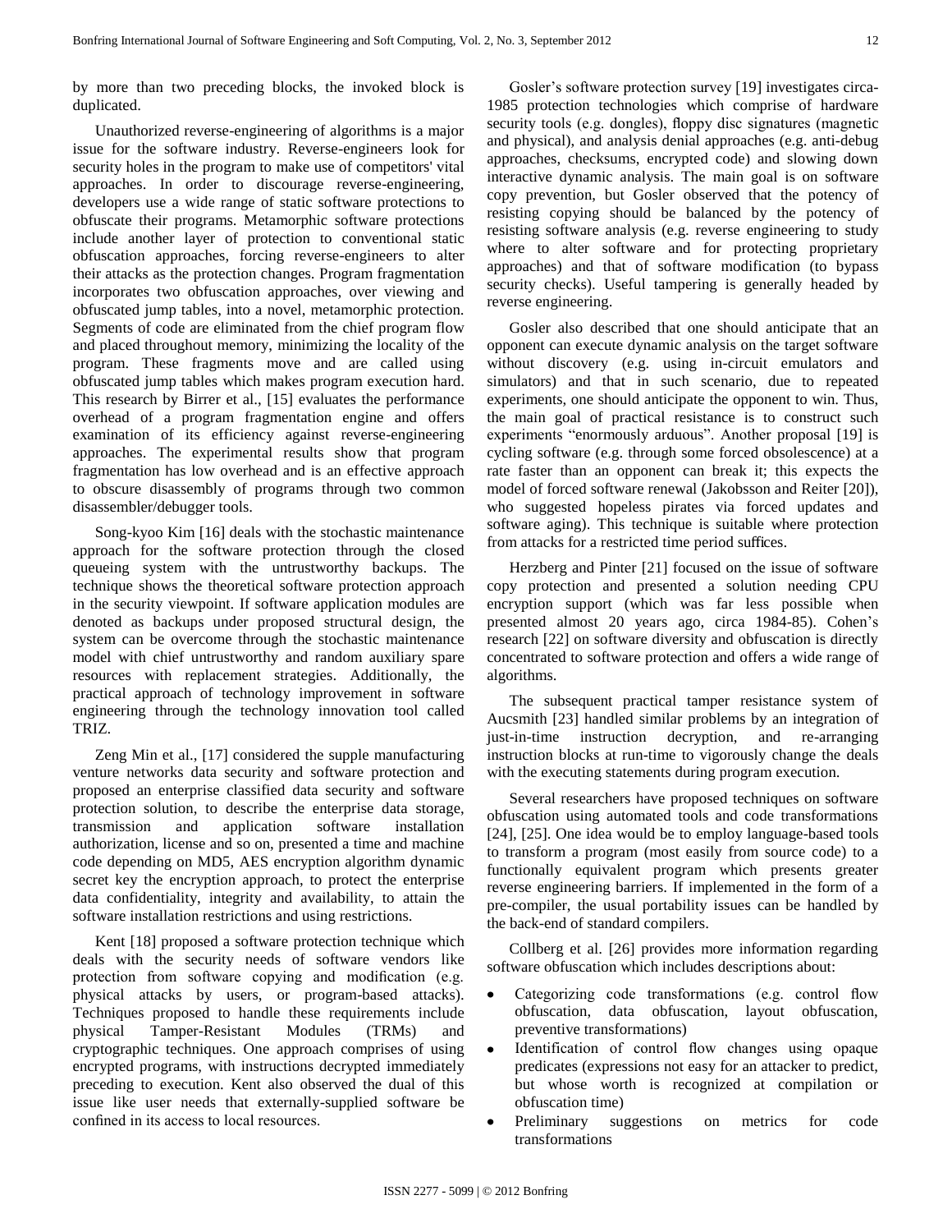by more than two preceding blocks, the invoked block is duplicated.

Unauthorized reverse-engineering of algorithms is a major issue for the software industry. Reverse-engineers look for security holes in the program to make use of competitors' vital approaches. In order to discourage reverse-engineering, developers use a wide range of static software protections to obfuscate their programs. Metamorphic software protections include another layer of protection to conventional static obfuscation approaches, forcing reverse-engineers to alter their attacks as the protection changes. Program fragmentation incorporates two obfuscation approaches, over viewing and obfuscated jump tables, into a novel, metamorphic protection. Segments of code are eliminated from the chief program flow and placed throughout memory, minimizing the locality of the program. These fragments move and are called using obfuscated jump tables which makes program execution hard. This research by Birrer et al., [15] evaluates the performance overhead of a program fragmentation engine and offers examination of its efficiency against reverse-engineering approaches. The experimental results show that program fragmentation has low overhead and is an effective approach to obscure disassembly of programs through two common disassembler/debugger tools.

Song-kyoo Kim [16] deals with the stochastic maintenance approach for the software protection through the closed queueing system with the untrustworthy backups. The technique shows the theoretical software protection approach in the security viewpoint. If software application modules are denoted as backups under proposed structural design, the system can be overcome through the stochastic maintenance model with chief untrustworthy and random auxiliary spare resources with replacement strategies. Additionally, the practical approach of technology improvement in software engineering through the technology innovation tool called TRIZ.

Zeng Min et al., [17] considered the supple manufacturing venture networks data security and software protection and proposed an enterprise classified data security and software protection solution, to describe the enterprise data storage, transmission and application software installation authorization, license and so on, presented a time and machine code depending on MD5, AES encryption algorithm dynamic secret key the encryption approach, to protect the enterprise data confidentiality, integrity and availability, to attain the software installation restrictions and using restrictions.

Kent [18] proposed a software protection technique which deals with the security needs of software vendors like protection from software copying and modification (e.g. physical attacks by users, or program-based attacks). Techniques proposed to handle these requirements include physical Tamper-Resistant Modules (TRMs) and cryptographic techniques. One approach comprises of using encrypted programs, with instructions decrypted immediately preceding to execution. Kent also observed the dual of this issue like user needs that externally-supplied software be confined in its access to local resources.

Gosler's software protection survey [19] investigates circa-1985 protection technologies which comprise of hardware security tools (e.g. dongles), floppy disc signatures (magnetic and physical), and analysis denial approaches (e.g. anti-debug approaches, checksums, encrypted code) and slowing down interactive dynamic analysis. The main goal is on software copy prevention, but Gosler observed that the potency of resisting copying should be balanced by the potency of resisting software analysis (e.g. reverse engineering to study where to alter software and for protecting proprietary approaches) and that of software modification (to bypass security checks). Useful tampering is generally headed by reverse engineering.

Gosler also described that one should anticipate that an opponent can execute dynamic analysis on the target software without discovery (e.g. using in-circuit emulators and simulators) and that in such scenario, due to repeated experiments, one should anticipate the opponent to win. Thus, the main goal of practical resistance is to construct such experiments "enormously arduous". Another proposal [19] is cycling software (e.g. through some forced obsolescence) at a rate faster than an opponent can break it; this expects the model of forced software renewal (Jakobsson and Reiter [20]), who suggested hopeless pirates via forced updates and software aging). This technique is suitable where protection from attacks for a restricted time period suffices.

Herzberg and Pinter [21] focused on the issue of software copy protection and presented a solution needing CPU encryption support (which was far less possible when presented almost 20 years ago, circa 1984-85). Cohen's research [22] on software diversity and obfuscation is directly concentrated to software protection and offers a wide range of algorithms.

The subsequent practical tamper resistance system of Aucsmith [23] handled similar problems by an integration of just-in-time instruction decryption, and re-arranging instruction blocks at run-time to vigorously change the deals with the executing statements during program execution.

Several researchers have proposed techniques on software obfuscation using automated tools and code transformations [24], [25]. One idea would be to employ language-based tools to transform a program (most easily from source code) to a functionally equivalent program which presents greater reverse engineering barriers. If implemented in the form of a pre-compiler, the usual portability issues can be handled by the back-end of standard compilers.

Collberg et al. [26] provides more information regarding software obfuscation which includes descriptions about:

- Categorizing code transformations (e.g. control flow obfuscation, data obfuscation, layout obfuscation, preventive transformations)
- Identification of control flow changes using opaque predicates (expressions not easy for an attacker to predict, but whose worth is recognized at compilation or obfuscation time)
- Preliminary suggestions on metrics for code transformations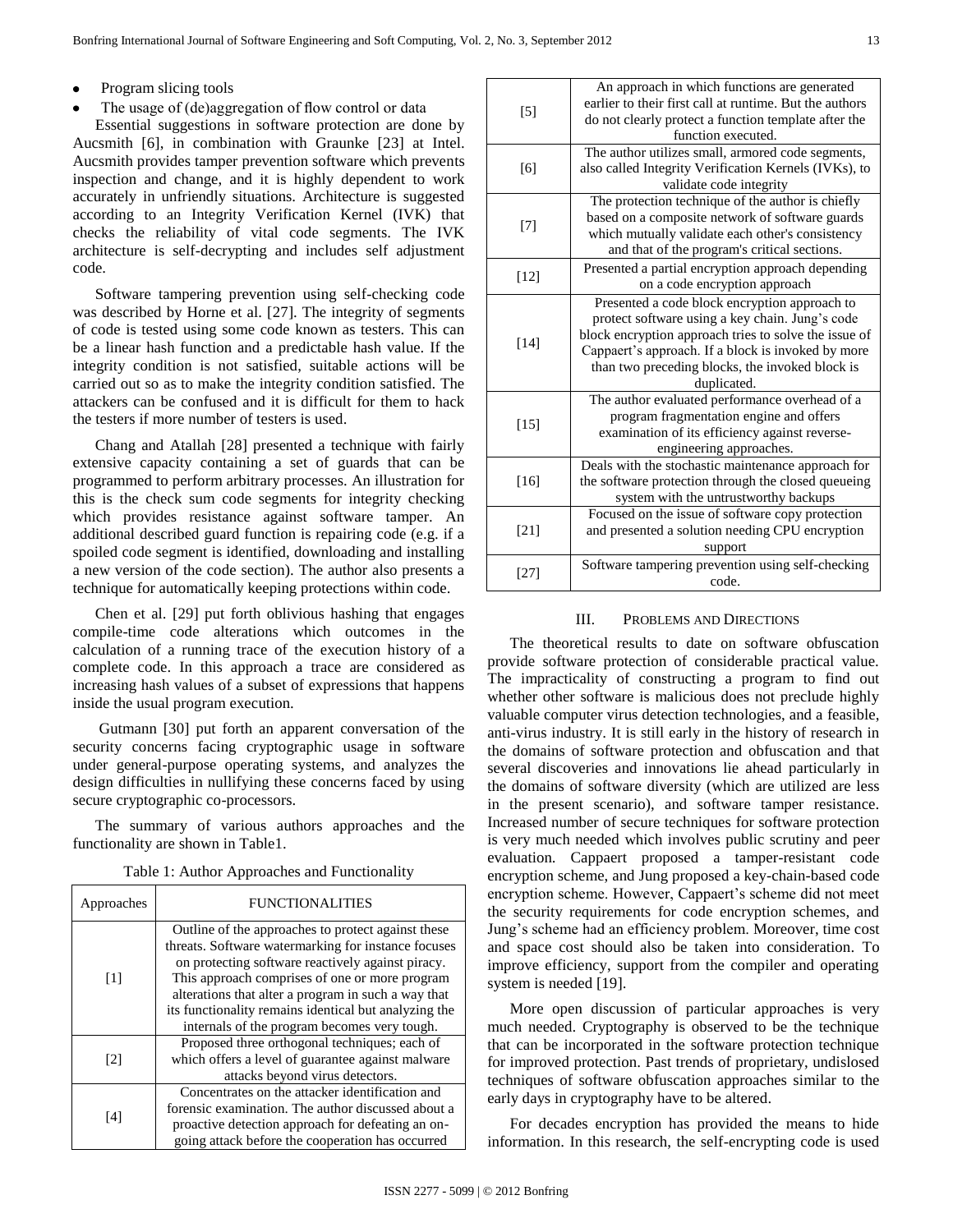- Program slicing tools
- The usage of (de)aggregation of flow control or data

Essential suggestions in software protection are done by Aucsmith [6], in combination with Graunke [23] at Intel. Aucsmith provides tamper prevention software which prevents inspection and change, and it is highly dependent to work accurately in unfriendly situations. Architecture is suggested according to an Integrity Verification Kernel (IVK) that checks the reliability of vital code segments. The IVK architecture is self-decrypting and includes self adjustment code.

Software tampering prevention using self-checking code was described by Horne et al. [27]. The integrity of segments of code is tested using some code known as testers. This can be a linear hash function and a predictable hash value. If the integrity condition is not satisfied, suitable actions will be carried out so as to make the integrity condition satisfied. The attackers can be confused and it is difficult for them to hack the testers if more number of testers is used.

Chang and Atallah [28] presented a technique with fairly extensive capacity containing a set of guards that can be programmed to perform arbitrary processes. An illustration for this is the check sum code segments for integrity checking which provides resistance against software tamper. An additional described guard function is repairing code (e.g. if a spoiled code segment is identified, downloading and installing a new version of the code section). The author also presents a technique for automatically keeping protections within code.

Chen et al. [29] put forth oblivious hashing that engages compile-time code alterations which outcomes in the calculation of a running trace of the execution history of a complete code. In this approach a trace are considered as increasing hash values of a subset of expressions that happens inside the usual program execution.

Gutmann [30] put forth an apparent conversation of the security concerns facing cryptographic usage in software under general-purpose operating systems, and analyzes the design difficulties in nullifying these concerns faced by using secure cryptographic co-processors.

The summary of various authors approaches and the functionality are shown in Table1.

Table 1: Author Approaches and Functionality

| Approaches | FUNCTIONALITIES |
|---|---|
| [1] | Outline of the approaches to protect against these threats. Software watermarking for instance focuses on protecting software reactively against piracy. This approach comprises of one or more program alterations that alter a program in such a way that its functionality remains identical but analyzing the internals of the program becomes very tough. |
| [2] | Proposed three orthogonal techniques; each of which offers a level of guarantee against malware attacks beyond virus detectors. |
| [4] | Concentrates on the attacker identification and forensic examination. The author discussed about a proactive detection approach for defeating an on-going attack before the cooperation has occurred |
| [5] | An approach in which functions are generated earlier to their first call at runtime. But the authors do not clearly protect a function template after the function executed. |
| [6] | The author utilizes small, armored code segments, also called Integrity Verification Kernels (IVKs), to validate code integrity |
| [7] | The protection technique of the author is chiefly based on a composite network of software guards which mutually validate each other's consistency and that of the program's critical sections. |
| [12] | Presented a partial encryption approach depending on a code encryption approach |
| [14] | Presented a code block encryption approach to protect software using a key chain. Jung's code block encryption approach tries to solve the issue of Cappaert's approach. If a block is invoked by more than two preceding blocks, the invoked block is duplicated. |
| [15] | The author evaluated performance overhead of a program fragmentation engine and offers examination of its efficiency against reverse-engineering approaches. |
| [16] | Deals with the stochastic maintenance approach for the software protection through the closed queueing system with the untrustworthy backups |
| [21] | Focused on the issue of software copy protection and presented a solution needing CPU encryption support |
| [27] | Software tampering prevention using self-checking code. |

## III. Problems and Directions

The theoretical results to date on software obfuscation provide software protection of considerable practical value. The impracticality of constructing a program to find out whether other software is malicious does not preclude highly valuable computer virus detection technologies, and a feasible, anti-virus industry. It is still early in the history of research in the domains of software protection and obfuscation and that several discoveries and innovations lie ahead particularly in the domains of software diversity (which are utilized are less in the present scenario), and software tamper resistance. Increased number of secure techniques for software protection is very much needed which involves public scrutiny and peer evaluation. Cappaert proposed a tamper-resistant code encryption scheme, and Jung proposed a key-chain-based code encryption scheme. However, Cappaert's scheme did not meet the security requirements for code encryption schemes, and Jung's scheme had an efficiency problem. Moreover, time cost and space cost should also be taken into consideration. To improve efficiency, support from the compiler and operating system is needed [19].

More open discussion of particular approaches is very much needed. Cryptography is observed to be the technique that can be incorporated in the software protection technique for improved protection. Past trends of proprietary, undislosed techniques of software obfuscation approaches similar to the early days in cryptography have to be altered.

For decades encryption has provided the means to hide information. In this research, the self-encrypting code is used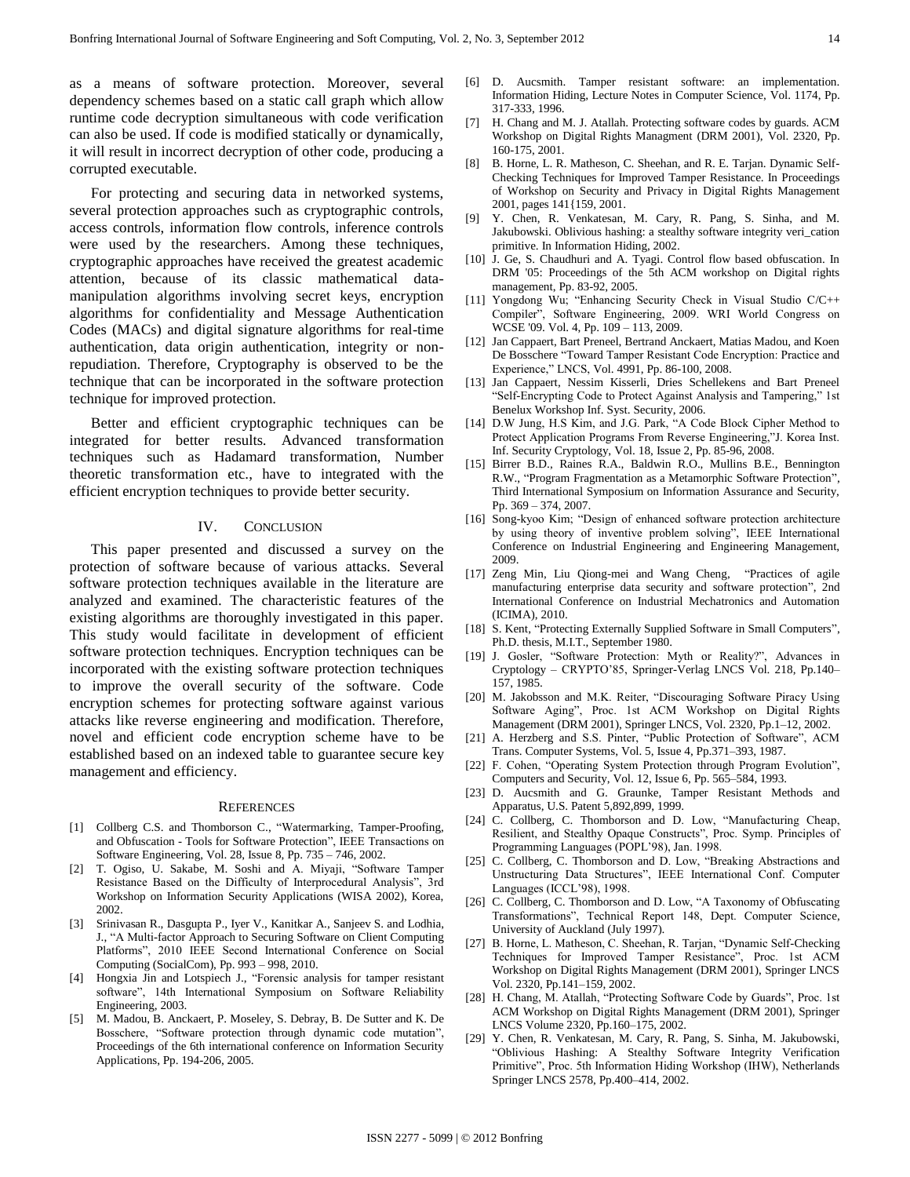as a means of software protection. Moreover, several dependency schemes based on a static call graph which allow runtime code decryption simultaneous with code verification can also be used. If code is modified statically or dynamically, it will result in incorrect decryption of other code, producing a corrupted executable.

For protecting and securing data in networked systems, several protection approaches such as cryptographic controls, access controls, information flow controls, inference controls were used by the researchers. Among these techniques, cryptographic approaches have received the greatest academic attention, because of its classic mathematical data-manipulation algorithms involving secret keys, encryption algorithms for confidentiality and Message Authentication Codes (MACs) and digital signature algorithms for real-time authentication, data origin authentication, integrity or non-repudiation. Therefore, Cryptography is observed to be the technique that can be incorporated in the software protection technique for improved protection.

Better and efficient cryptographic techniques can be integrated for better results. Advanced transformation techniques such as Hadamard transformation, Number theoretic transformation etc., have to integrated with the efficient encryption techniques to provide better security.

## IV. Conclusion

This paper presented and discussed a survey on the protection of software because of various attacks. Several software protection techniques available in the literature are analyzed and examined. The characteristic features of the existing algorithms are thoroughly investigated in this paper. This study would facilitate in development of efficient software protection techniques. Encryption techniques can be incorporated with the existing software protection techniques to improve the overall security of the software. Code encryption schemes for protecting software against various attacks like reverse engineering and modification. Therefore, novel and efficient code encryption scheme have to be established based on an indexed table to guarantee secure key management and efficiency.

## References

[1] Collberg C.S. and Thomborson C., "Watermarking, Tamper-Proofing, and Obfuscation - Tools for Software Protection", IEEE Transactions on Software Engineering, Vol. 28, Issue 8, Pp. 735 – 746, 2002.

[2] T. Ogiso, U. Sakabe, M. Soshi and A. Miyaji, "Software Tamper Resistance Based on the Difficulty of Interprocedural Analysis", 3rd Workshop on Information Security Applications (WISA 2002), Korea, 2002.

[3] Srinivasan R., Dasgupta P., Iyer V., Kanitkar A., Sanjeev S. and Lodhia, J., "A Multi-factor Approach to Securing Software on Client Computing Platforms", 2010 IEEE Second International Conference on Social Computing (SocialCom), Pp. 993 – 998, 2010.

[4] Hongxia Jin and Lotspiech J., "Forensic analysis for tamper resistant software", 14th International Symposium on Software Reliability Engineering, 2003.

[5] M. Madou, B. Anckaert, P. Moseley, S. Debray, B. De Sutter and K. De Bosschere, "Software protection through dynamic code mutation", Proceedings of the 6th international conference on Information Security Applications, Pp. 194-206, 2005.

[6] D. Aucsmith. Tamper resistant software: an implementation. Information Hiding, Lecture Notes in Computer Science, Vol. 1174, Pp. 317-333, 1996.

[7] H. Chang and M. J. Atallah. Protecting software codes by guards. ACM Workshop on Digital Rights Managment (DRM 2001), Vol. 2320, Pp. 160-175, 2001.

[8] B. Horne, L. R. Matheson, C. Sheehan, and R. E. Tarjan. Dynamic Self-Checking Techniques for Improved Tamper Resistance. In Proceedings of Workshop on Security and Privacy in Digital Rights Management 2001, pages 141{159, 2001.

[9] Y. Chen, R. Venkatesan, M. Cary, R. Pang, S. Sinha, and M. Jakubowski. Oblivious hashing: a stealthy software integrity veri_cation primitive. In Information Hiding, 2002.

[10] J. Ge, S. Chaudhuri and A. Tyagi. Control flow based obfuscation. In DRM '05: Proceedings of the 5th ACM workshop on Digital rights management, Pp. 83-92, 2005.

[11] Yongdong Wu; "Enhancing Security Check in Visual Studio C/C++ Compiler", Software Engineering, 2009. WRI World Congress on WCSE '09. Vol. 4, Pp. 109 – 113, 2009.

[12] Jan Cappaert, Bart Preneel, Bertrand Anckaert, Matias Madou, and Koen De Bosschere "Toward Tamper Resistant Code Encryption: Practice and Experience," LNCS, Vol. 4991, Pp. 86-100, 2008.

[13] Jan Cappaert, Nessim Kisserli, Dries Schellekens and Bart Preneel "Self-Encrypting Code to Protect Against Analysis and Tampering," 1st Benelux Workshop Inf. Syst. Security, 2006.

[14] D.W Jung, H.S Kim, and J.G. Park, "A Code Block Cipher Method to Protect Application Programs From Reverse Engineering,"J. Korea Inst. Inf. Security Cryptology, Vol. 18, Issue 2, Pp. 85-96, 2008.

[15] Birrer B.D., Raines R.A., Baldwin R.O., Mullins B.E., Bennington R.W., "Program Fragmentation as a Metamorphic Software Protection", Third International Symposium on Information Assurance and Security, Pp. 369 – 374, 2007.

[16] Song-kyoo Kim; "Design of enhanced software protection architecture by using theory of inventive problem solving", IEEE International Conference on Industrial Engineering and Engineering Management, 2009.

[17] Zeng Min, Liu Qiong-mei and Wang Cheng, "Practices of agile manufacturing enterprise data security and software protection", 2nd International Conference on Industrial Mechatronics and Automation (ICIMA), 2010.

[18] S. Kent, "Protecting Externally Supplied Software in Small Computers", Ph.D. thesis, M.I.T., September 1980.

[19] J. Gosler, "Software Protection: Myth or Reality?", Advances in Cryptology – CRYPTO'85, Springer-Verlag LNCS Vol. 218, Pp.140–157, 1985.

[20] M. Jakobsson and M.K. Reiter, "Discouraging Software Piracy Using Software Aging", Proc. 1st ACM Workshop on Digital Rights Management (DRM 2001), Springer LNCS, Vol. 2320, Pp.1–12, 2002.

[21] A. Herzberg and S.S. Pinter, "Public Protection of Software", ACM Trans. Computer Systems, Vol. 5, Issue 4, Pp.371–393, 1987.

[22] F. Cohen, "Operating System Protection through Program Evolution", Computers and Security, Vol. 12, Issue 6, Pp. 565–584, 1993.

[23] D. Aucsmith and G. Graunke, Tamper Resistant Methods and Apparatus, U.S. Patent 5,892,899, 1999.

[24] C. Collberg, C. Thomborson and D. Low, "Manufacturing Cheap, Resilient, and Stealthy Opaque Constructs", Proc. Symp. Principles of Programming Languages (POPL'98), Jan. 1998.

[25] C. Collberg, C. Thomborson and D. Low, "Breaking Abstractions and Unstructuring Data Structures", IEEE International Conf. Computer Languages (ICCL'98), 1998.

[26] C. Collberg, C. Thomborson and D. Low, "A Taxonomy of Obfuscating Transformations", Technical Report 148, Dept. Computer Science, University of Auckland (July 1997).

[27] B. Horne, L. Matheson, C. Sheehan, R. Tarjan, "Dynamic Self-Checking Techniques for Improved Tamper Resistance", Proc. 1st ACM Workshop on Digital Rights Management (DRM 2001), Springer LNCS Vol. 2320, Pp.141–159, 2002.

[28] H. Chang, M. Atallah, "Protecting Software Code by Guards", Proc. 1st ACM Workshop on Digital Rights Management (DRM 2001), Springer LNCS Volume 2320, Pp.160–175, 2002.

[29] Y. Chen, R. Venkatesan, M. Cary, R. Pang, S. Sinha, M. Jakubowski, "Oblivious Hashing: A Stealthy Software Integrity Verification Primitive", Proc. 5th Information Hiding Workshop (IHW), Netherlands Springer LNCS 2578, Pp.400–414, 2002.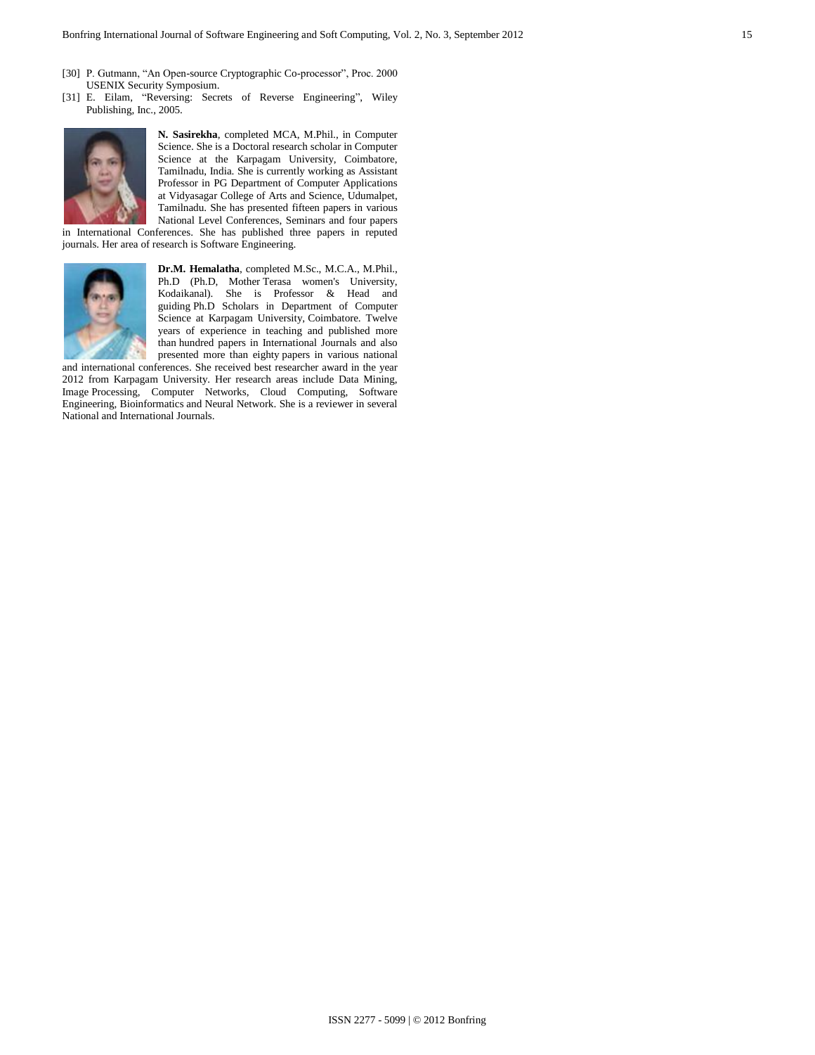[30] P. Gutmann, "An Open-source Cryptographic Co-processor", Proc. 2000 USENIX Security Symposium.

[31] E. Eilam, "Reversing: Secrets of Reverse Engineering", Wiley Publishing, Inc., 2005.

**N. Sasirekha**, completed MCA, M.Phil., in Computer Science. She is a Doctoral research scholar in Computer Science at the Karpagam University, Coimbatore, Tamilnadu, India. She is currently working as Assistant Professor in PG Department of Computer Applications at Vidyasagar College of Arts and Science, Udumalpet, Tamilnadu. She has presented fifteen papers in various National Level Conferences, Seminars and four papers in International Conferences. She has published three papers in reputed journals. Her area of research is Software Engineering.

**Dr.M. Hemalatha**, completed M.Sc., M.C.A., M.Phil., Ph.D (Ph.D, Mother Terasa women's University, Kodaikanal). She is Professor & Head and guiding Ph.D Scholars in Department of Computer Science at Karpagam University, Coimbatore. Twelve years of experience in teaching and published more than hundred papers in International Journals and also presented more than eighty papers in various national and international conferences. She received best researcher award in the year 2012 from Karpagam University. Her research areas include Data Mining, Image Processing, Computer Networks, Cloud Computing, Software Engineering, Bioinformatics and Neural Network. She is a reviewer in several National and International Journals.